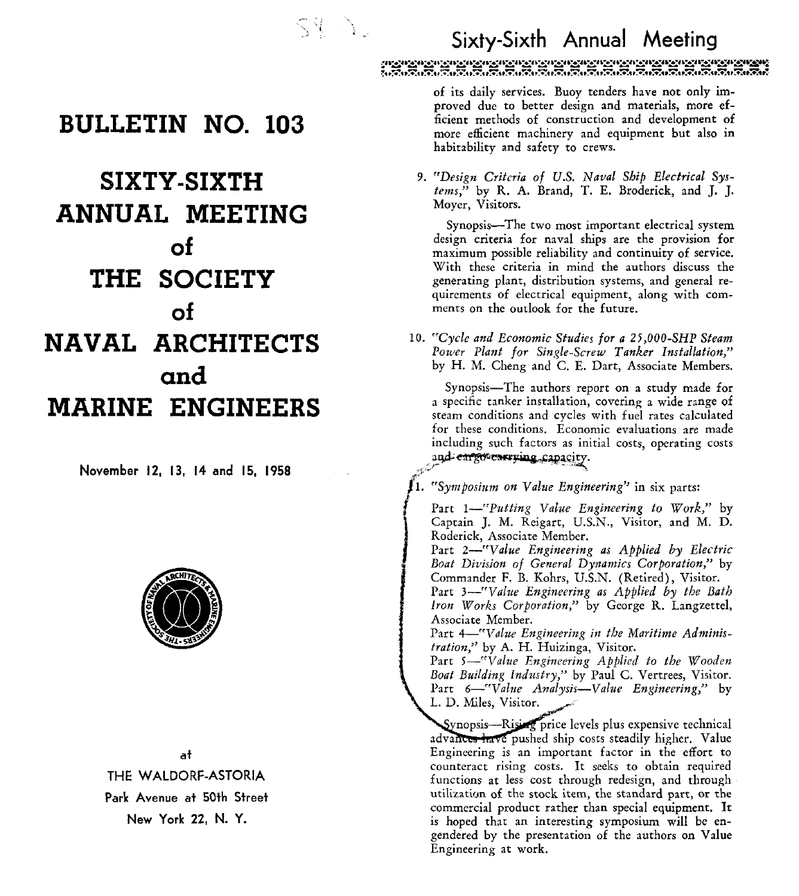# BULLETIN NO. 103

# SIXTY-SIXTH ANNUAL MEETING of THE SOCIETY of NAVAL ARCHITECTS and MARINE ENGINEERS

**November 12, 13, 14 and 15, 1958**

at

THE WALDORF-ASTORIA
Park Avenue at 50th Street
New York 22, N. Y.

## Sixty-Sixth Annual Meeting

of its daily services. Buoy tenders have not only improved due to better design and materials, more efficient methods of construction and development of more efficient machinery and equipment but also in habitability and safety to crews.

9. *"Design Criteria of U.S. Naval Ship Electrical Systems,"* by R. A. Brand, T. E. Broderick, and J. J. Moyer, Visitors.

   Synopsis—The two most important electrical system design criteria for naval ships are the provision for maximum possible reliability and continuity of service. With these criteria in mind the authors discuss the generating plant, distribution systems, and general requirements of electrical equipment, along with comments on the outlook for the future.

10. *"Cycle and Economic Studies for a 25,000-SHP Steam Power Plant for Single-Screw Tanker Installation,"* by H. M. Cheng and C. E. Dart, Associate Members.

    Synopsis—The authors report on a study made for a specific tanker installation, covering a wide range of steam conditions and cycles with fuel rates calculated for these conditions. Economic evaluations are made including such factors as initial costs, operating costs and cargo-carrying capacity.

11. *"Symposium on Value Engineering"* in six parts:

    Part 1—*"Putting Value Engineering to Work,"* by Captain J. M. Reigart, U.S.N., Visitor, and M. D. Roderick, Associate Member.
    Part 2—*"Value Engineering as Applied by Electric Boat Division of General Dynamics Corporation,"* by Commander F. B. Kohrs, U.S.N. (Retired), Visitor.
    Part 3—*"Value Engineering as Applied by the Bath Iron Works Corporation,"* by George R. Langzettel, Associate Member.
    Part 4—*"Value Engineering in the Maritime Administration,"* by A. H. Huizinga, Visitor.
    Part 5—*"Value Engineering Applied to the Wooden Boat Building Industry,"* by Paul C. Vertrees, Visitor.
    Part 6—*"Value Analysis—Value Engineering,"* by L. D. Miles, Visitor.

    Synopsis—Rising price levels plus expensive technical advances have pushed ship costs steadily higher. Value Engineering is an important factor in the effort to counteract rising costs. It seeks to obtain required functions at less cost through redesign, and through utilization of the stock item, the standard part, or the commercial product rather than special equipment. It is hoped that an interesting symposium will be engendered by the presentation of the authors on Value Engineering at work.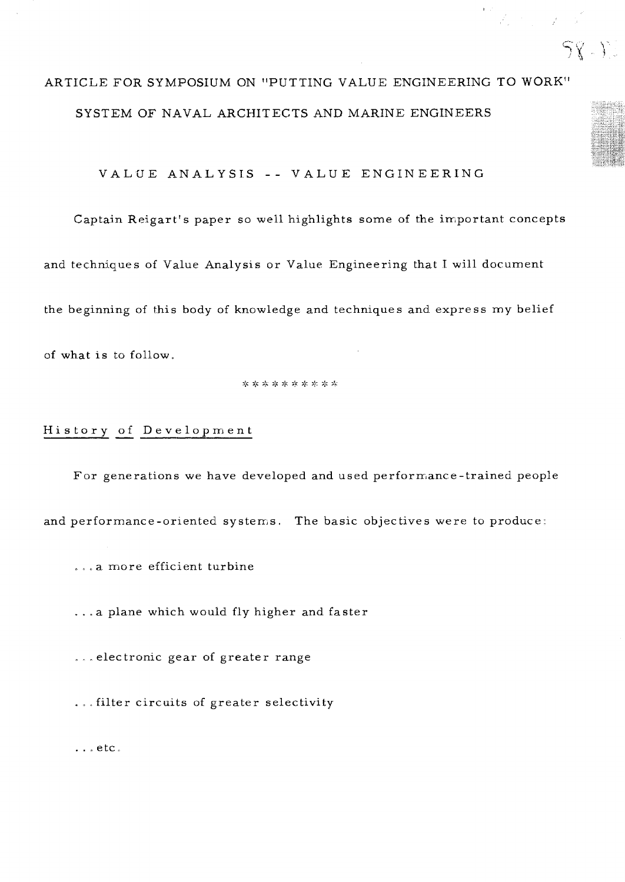ARTICLE FOR SYMPOSIUM ON "PUTTING VALUE ENGINEERING TO WORK"

SYSTEM OF NAVAL ARCHITECTS AND MARINE ENGINEERS

## VALUE ANALYSIS -- VALUE ENGINEERING

Captain Reigart's paper so well highlights some of the important concepts and techniques of Value Analysis or Value Engineering that I will document the beginning of this body of knowledge and techniques and express my belief of what is to follow.

\*\*\*\*\*\*\*\*\*\*

### History of Development

For generations we have developed and used performance-trained people and performance-oriented systems. The basic objectives were to produce:

...a more efficient turbine

...a plane which would fly higher and faster

...electronic gear of greater range

...filter circuits of greater selectivity

...etc.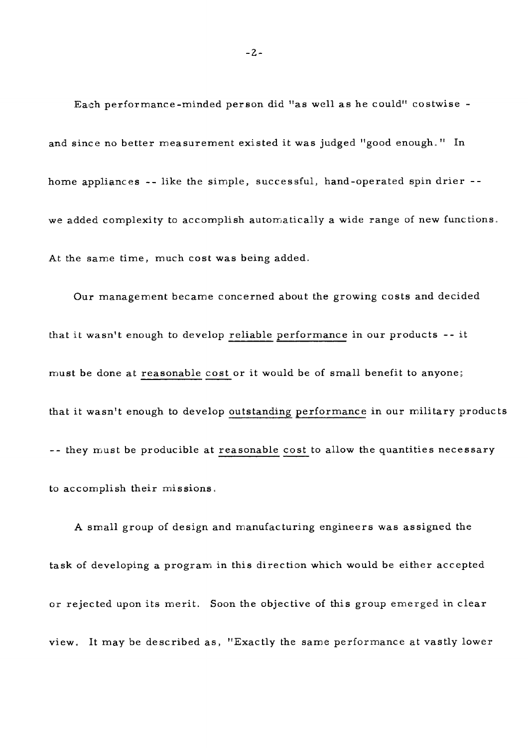Each performance-minded person did "as well as he could" costwise - and since no better measurement existed it was judged "good enough." In home appliances -- like the simple, successful, hand-operated spin drier -- we added complexity to accomplish automatically a wide range of new functions. At the same time, much cost was being added.

Our management became concerned about the growing costs and decided that it wasn't enough to develop <u>reliable performance</u> in our products -- it must be done at <u>reasonable cost</u> or it would be of small benefit to anyone; that it wasn't enough to develop <u>outstanding performance</u> in our military products -- they must be producible at <u>reasonable cost</u> to allow the quantities necessary to accomplish their missions.

A small group of design and manufacturing engineers was assigned the task of developing a program in this direction which would be either accepted or rejected upon its merit. Soon the objective of this group emerged in clear view. It may be described as, "Exactly the same performance at vastly lower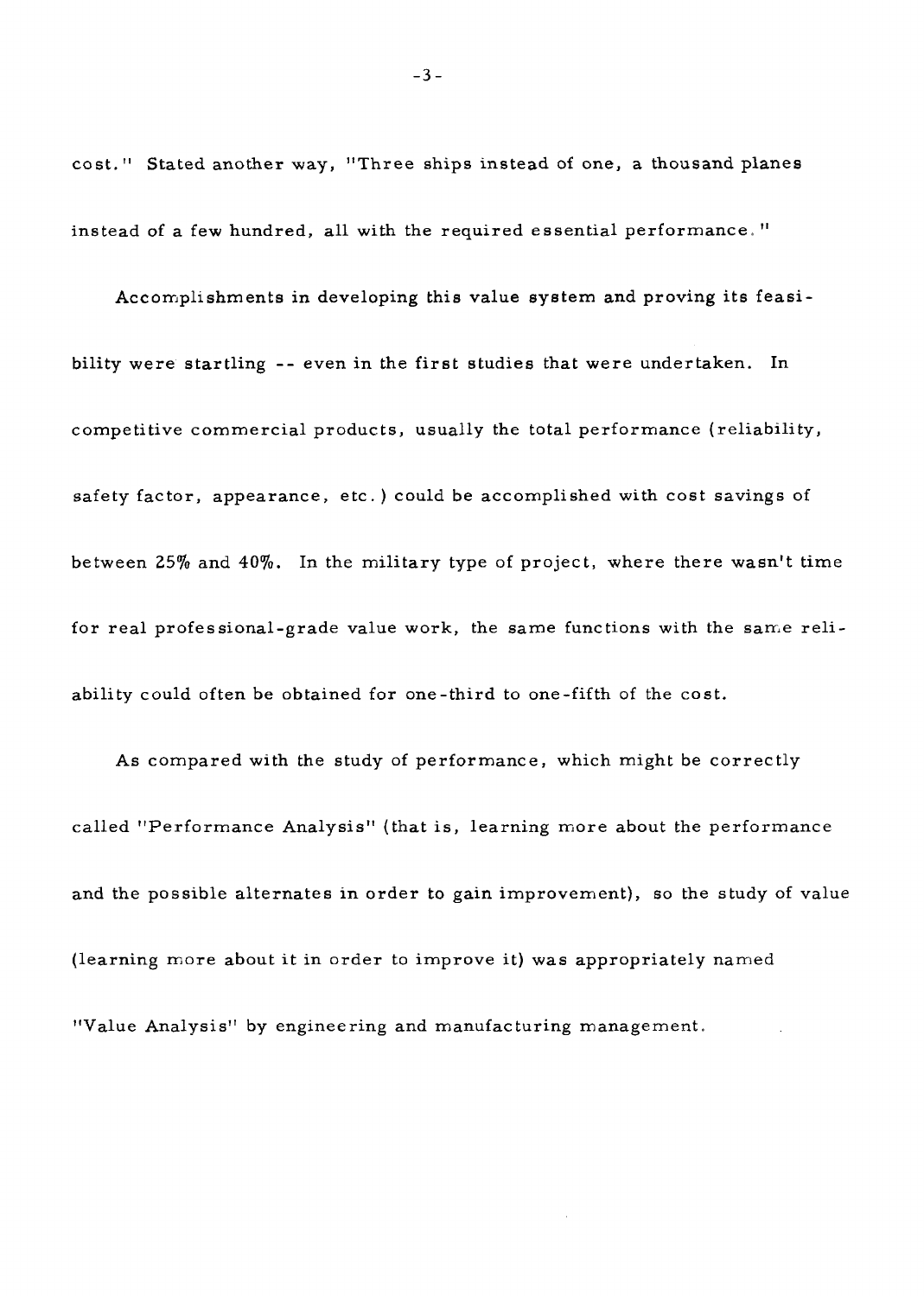cost." Stated another way, "Three ships instead of one, a thousand planes instead of a few hundred, all with the required essential performance."

Accomplishments in developing this value system and proving its feasibility were startling -- even in the first studies that were undertaken. In competitive commercial products, usually the total performance (reliability, safety factor, appearance, etc.) could be accomplished with cost savings of between 25% and 40%. In the military type of project, where there wasn't time for real professional-grade value work, the same functions with the same reliability could often be obtained for one-third to one-fifth of the cost.

As compared with the study of performance, which might be correctly called "Performance Analysis" (that is, learning more about the performance and the possible alternates in order to gain improvement), so the study of value (learning more about it in order to improve it) was appropriately named "Value Analysis" by engineering and manufacturing management.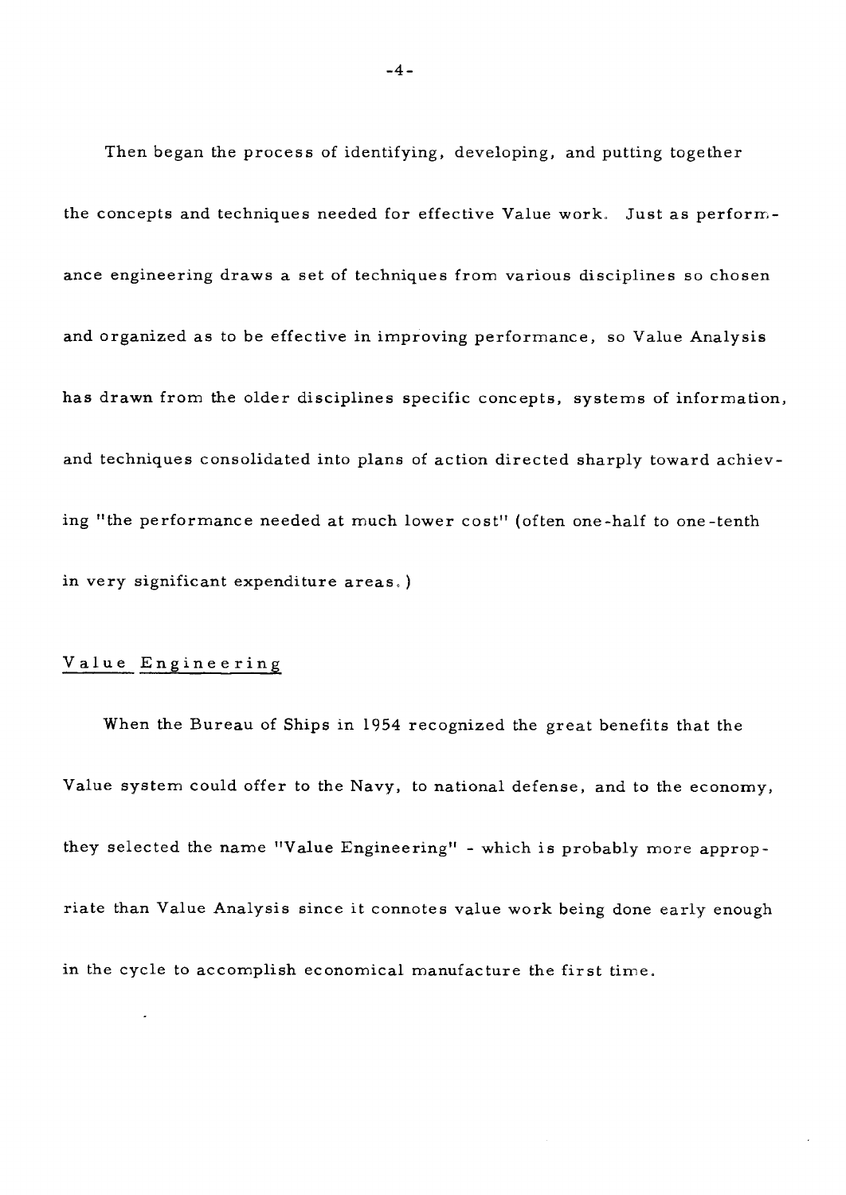Then began the process of identifying, developing, and putting together the concepts and techniques needed for effective Value work. Just as performance engineering draws a set of techniques from various disciplines so chosen and organized as to be effective in improving performance, so Value Analysis has drawn from the older disciplines specific concepts, systems of information, and techniques consolidated into plans of action directed sharply toward achieving "the performance needed at much lower cost" (often one-half to one-tenth in very significant expenditure areas.)

## Value Engineering

When the Bureau of Ships in 1954 recognized the great benefits that the Value system could offer to the Navy, to national defense, and to the economy, they selected the name "Value Engineering" - which is probably more appropriate than Value Analysis since it connotes value work being done early enough in the cycle to accomplish economical manufacture the first time.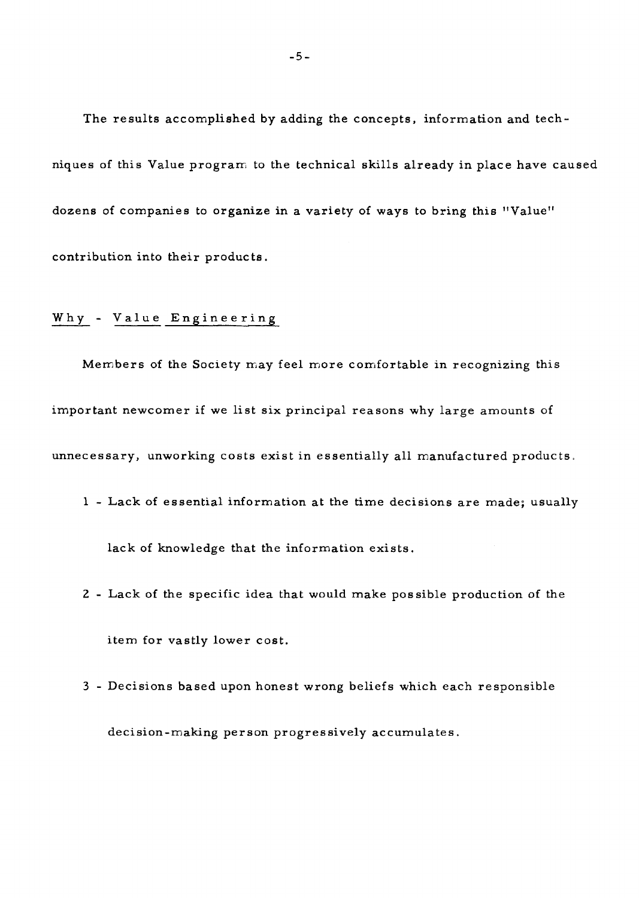The results accomplished by adding the concepts, information and techniques of this Value program to the technical skills already in place have caused dozens of companies to organize in a variety of ways to bring this "Value" contribution into their products.

## Why - Value Engineering

Members of the Society may feel more comfortable in recognizing this important newcomer if we list six principal reasons why large amounts of unnecessary, unworking costs exist in essentially all manufactured products.

1 - Lack of essential information at the time decisions are made; usually lack of knowledge that the information exists.

2 - Lack of the specific idea that would make possible production of the item for vastly lower cost.

3 - Decisions based upon honest wrong beliefs which each responsible decision-making person progressively accumulates.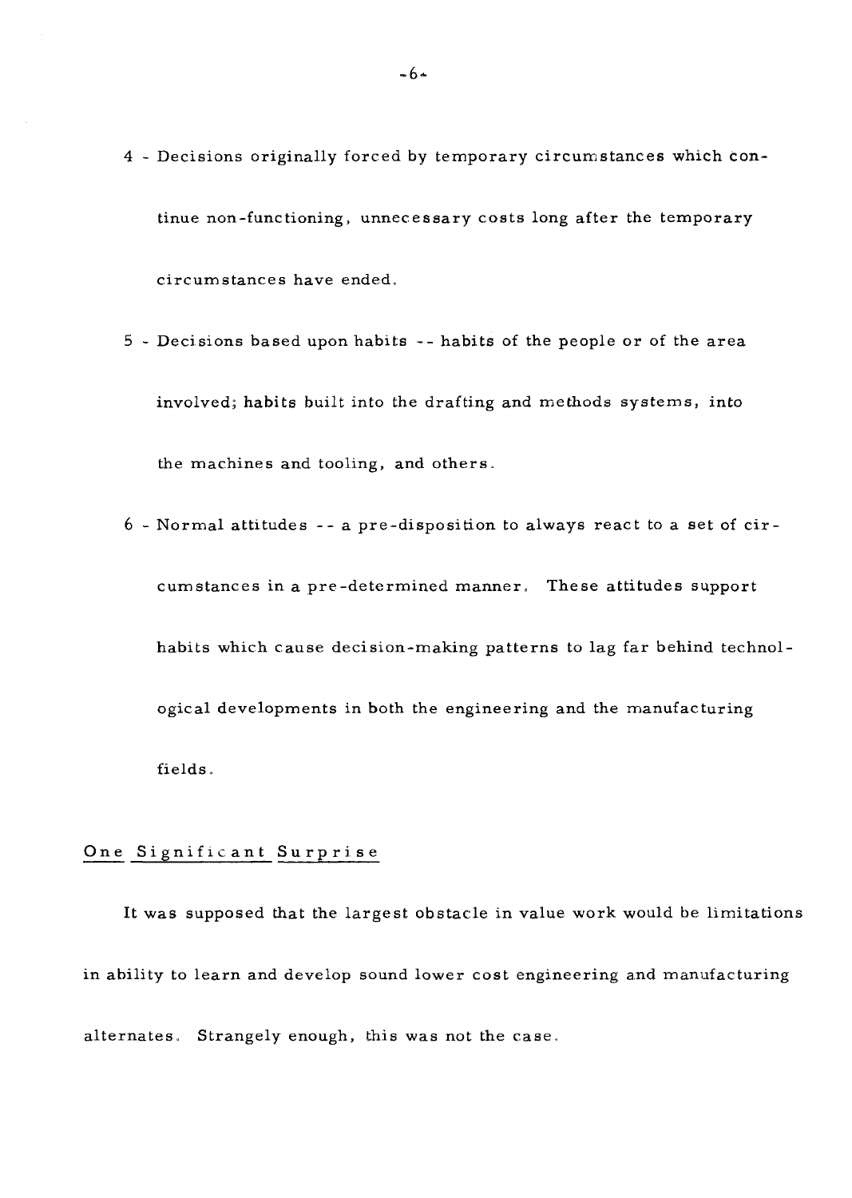4 - Decisions originally forced by temporary circumstances which continue non-functioning, unnecessary costs long after the temporary circumstances have ended.

5 - Decisions based upon habits -- habits of the people or of the area involved; habits built into the drafting and methods systems, into the machines and tooling, and others.

6 - Normal attitudes -- a pre-disposition to always react to a set of circumstances in a pre-determined manner. These attitudes support habits which cause decision-making patterns to lag far behind technological developments in both the engineering and the manufacturing fields.

## One Significant Surprise

It was supposed that the largest obstacle in value work would be limitations in ability to learn and develop sound lower cost engineering and manufacturing alternates. Strangely enough, this was not the case.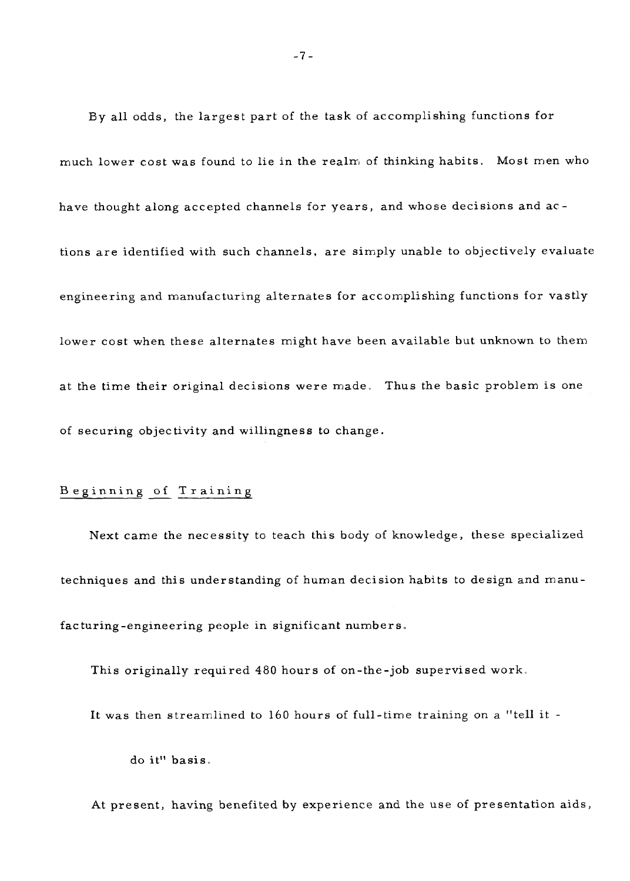By all odds, the largest part of the task of accomplishing functions for much lower cost was found to lie in the realm of thinking habits. Most men who have thought along accepted channels for years, and whose decisions and actions are identified with such channels, are simply unable to objectively evaluate engineering and manufacturing alternates for accomplishing functions for vastly lower cost when these alternates might have been available but unknown to them at the time their original decisions were made. Thus the basic problem is one of securing objectivity and willingness to change.

## Beginning of Training

Next came the necessity to teach this body of knowledge, these specialized techniques and this understanding of human decision habits to design and manufacturing-engineering people in significant numbers.

This originally required 480 hours of on-the-job supervised work.

It was then streamlined to 160 hours of full-time training on a "tell it - do it" basis.

At present, having benefited by experience and the use of presentation aids,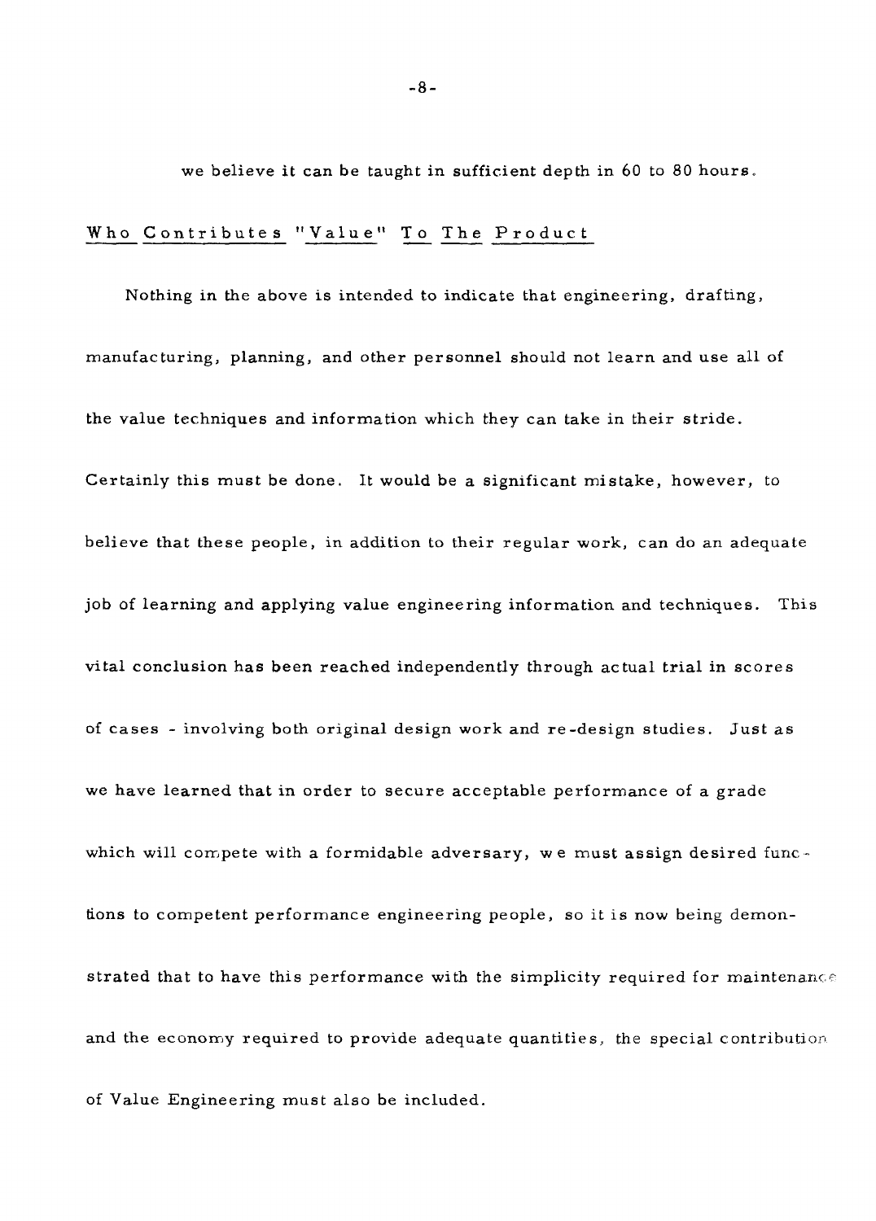we believe it can be taught in sufficient depth in 60 to 80 hours.

## Who Contributes "Value" To The Product

Nothing in the above is intended to indicate that engineering, drafting, manufacturing, planning, and other personnel should not learn and use all of the value techniques and information which they can take in their stride. Certainly this must be done. It would be a significant mistake, however, to believe that these people, in addition to their regular work, can do an adequate job of learning and applying value engineering information and techniques. This vital conclusion has been reached independently through actual trial in scores of cases - involving both original design work and re-design studies. Just as we have learned that in order to secure acceptable performance of a grade which will compete with a formidable adversary, we must assign desired functions to competent performance engineering people, so it is now being demonstrated that to have this performance with the simplicity required for maintenance and the economy required to provide adequate quantities, the special contribution of Value Engineering must also be included.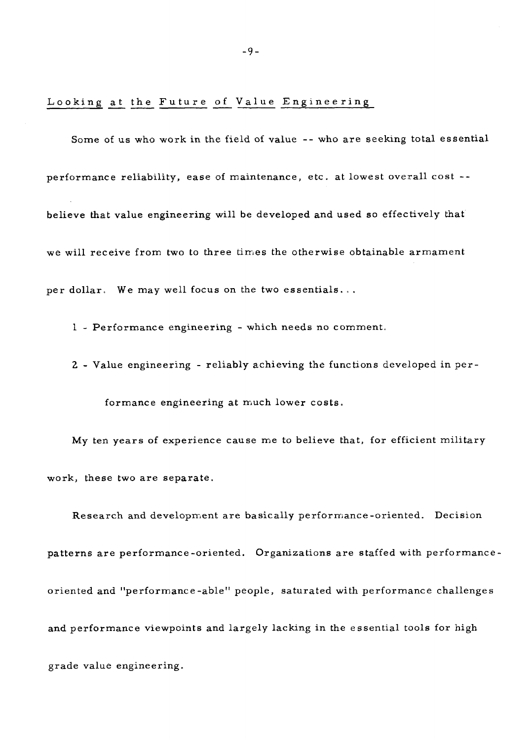## Looking at the Future of Value Engineering

Some of us who work in the field of value -- who are seeking total essential performance reliability, ease of maintenance, etc. at lowest overall cost -- believe that value engineering will be developed and used so effectively that we will receive from two to three times the otherwise obtainable armament per dollar. We may well focus on the two essentials...

1 - Performance engineering - which needs no comment.

2 - Value engineering - reliably achieving the functions developed in performance engineering at much lower costs.

My ten years of experience cause me to believe that, for efficient military work, these two are separate.

Research and development are basically performance-oriented. Decision patterns are performance-oriented. Organizations are staffed with performance-oriented and "performance-able" people, saturated with performance challenges and performance viewpoints and largely lacking in the essential tools for high grade value engineering.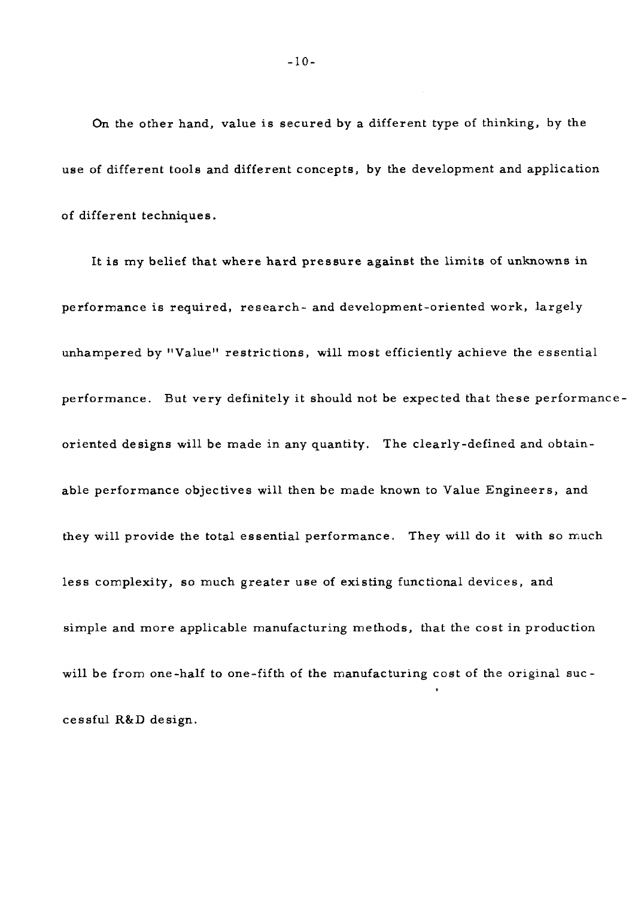On the other hand, value is secured by a different type of thinking, by the use of different tools and different concepts, by the development and application of different techniques.

It is my belief that where hard pressure against the limits of unknowns in performance is required, research- and development-oriented work, largely unhampered by "Value" restrictions, will most efficiently achieve the essential performance. But very definitely it should not be expected that these performance-oriented designs will be made in any quantity. The clearly-defined and obtainable performance objectives will then be made known to Value Engineers, and they will provide the total essential performance. They will do it with so much less complexity, so much greater use of existing functional devices, and simple and more applicable manufacturing methods, that the cost in production will be from one-half to one-fifth of the manufacturing cost of the original successful R&D design.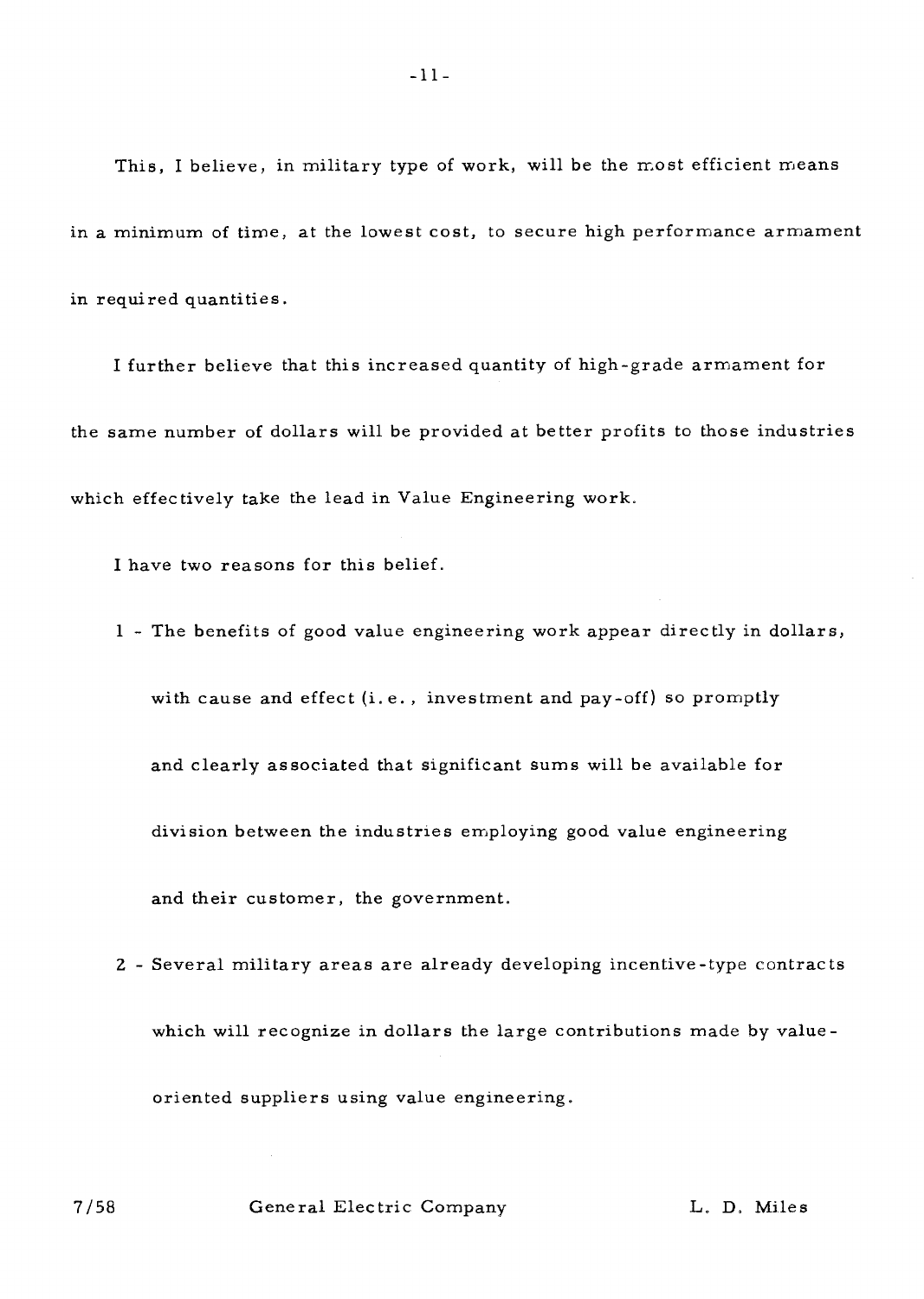This, I believe, in military type of work, will be the most efficient means in a minimum of time, at the lowest cost, to secure high performance armament in required quantities.

I further believe that this increased quantity of high-grade armament for the same number of dollars will be provided at better profits to those industries which effectively take the lead in Value Engineering work.

I have two reasons for this belief.

1 - The benefits of good value engineering work appear directly in dollars, with cause and effect (i.e., investment and pay-off) so promptly and clearly associated that significant sums will be available for division between the industries employing good value engineering and their customer, the government.

2 - Several military areas are already developing incentive-type contracts which will recognize in dollars the large contributions made by value-oriented suppliers using value engineering.